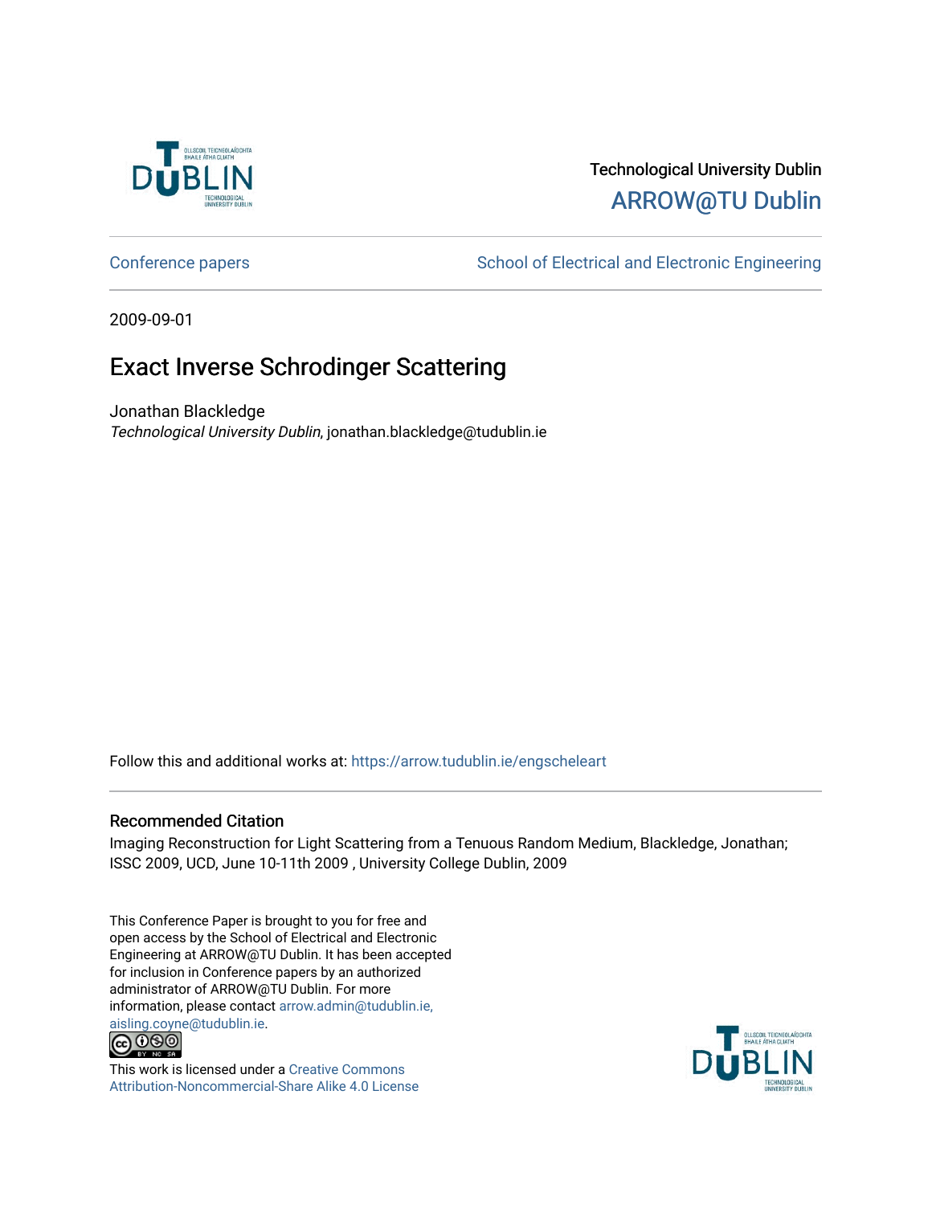Technological University Dublin

ARROW@TU Dublin

Conference papers | School of Electrical and Electronic Engineering

2009-09-01

# Exact Inverse Schrodinger Scattering

Jonathan Blackledge

*Technological University Dublin*, jonathan.blackledge@tudublin.ie

Follow this and additional works at: https://arrow.tudublin.ie/engscheleart

## Recommended Citation

Imaging Reconstruction for Light Scattering from a Tenuous Random Medium, Blackledge, Jonathan; ISSC 2009, UCD, June 10-11th 2009 , University College Dublin, 2009

This Conference Paper is brought to you for free and open access by the School of Electrical and Electronic Engineering at ARROW@TU Dublin. It has been accepted for inclusion in Conference papers by an authorized administrator of ARROW@TU Dublin. For more information, please contact arrow.admin@tudublin.ie, aisling.coyne@tudublin.ie.

This work is licensed under a Creative Commons Attribution-Noncommercial-Share Alike 4.0 License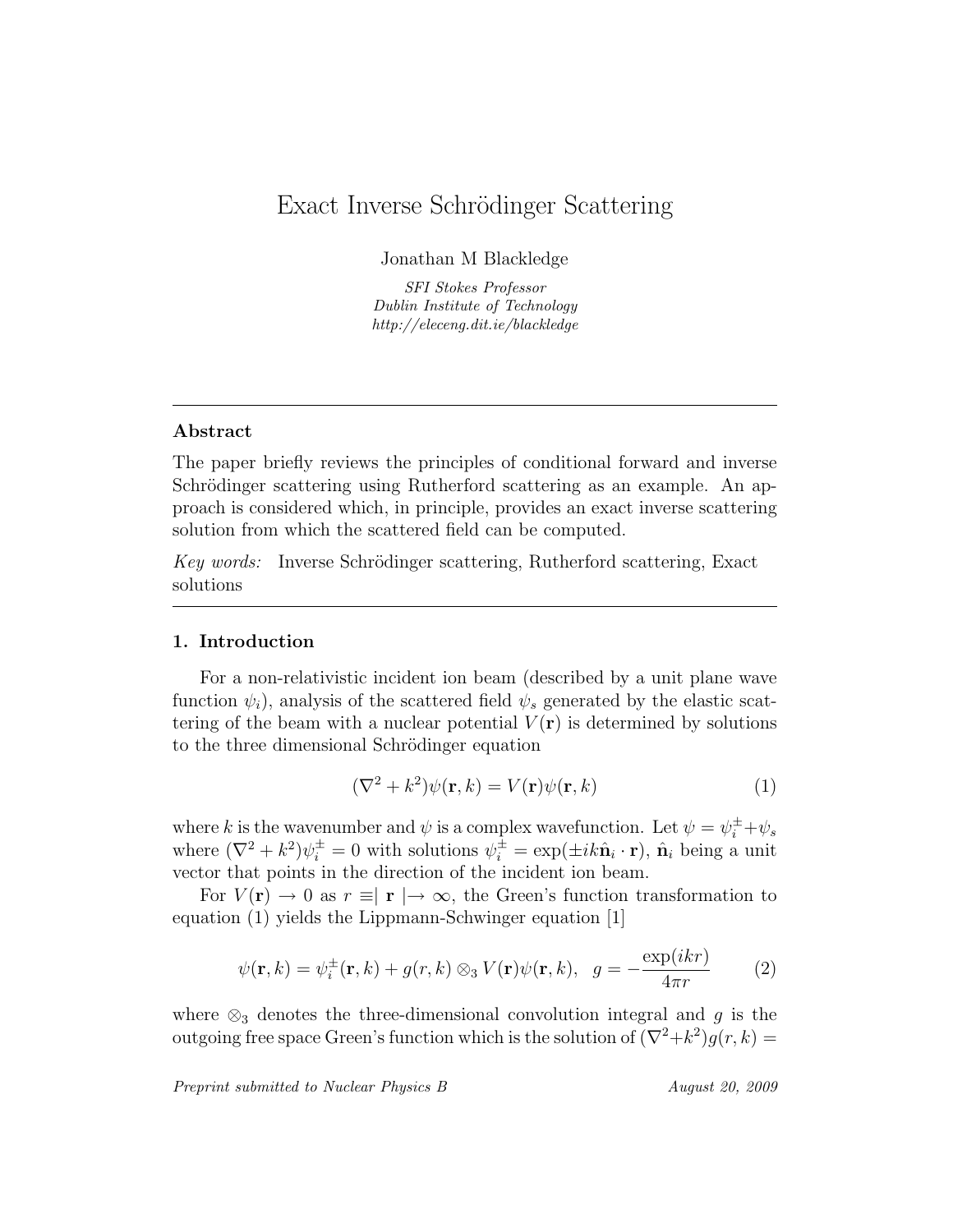# Exact Inverse Schrödinger Scattering

Jonathan M Blackledge

*SFI Stokes Professor*
*Dublin Institute of Technology*
*http://eleceng.dit.ie/blackledge*

---

**Abstract**

The paper briefly reviews the principles of conditional forward and inverse Schrödinger scattering using Rutherford scattering as an example. An approach is considered which, in principle, provides an exact inverse scattering solution from which the scattered field can be computed.

*Key words:* Inverse Schrödinger scattering, Rutherford scattering, Exact solutions

---

## 1. Introduction

For a non-relativistic incident ion beam (described by a unit plane wave function $\psi_i$), analysis of the scattered field $\psi_s$ generated by the elastic scattering of the beam with a nuclear potential $V(\mathbf{r})$ is determined by solutions to the three dimensional Schrödinger equation

$$(\nabla^2 + k^2)\psi(\mathbf{r}, k) = V(\mathbf{r})\psi(\mathbf{r}, k) \tag{1}$$

where $k$ is the wavenumber and $\psi$ is a complex wavefunction. Let $\psi = \psi_i^{\pm} + \psi_s$ where $(\nabla^2 + k^2)\psi_i^{\pm} = 0$ with solutions $\psi_i^{\pm} = \exp(\pm ik\hat{\mathbf{n}}_i \cdot \mathbf{r})$, $\hat{\mathbf{n}}_i$ being a unit vector that points in the direction of the incident ion beam.

For $V(\mathbf{r}) \to 0$ as $r \equiv |\mathbf{r}| \to \infty$, the Green's function transformation to equation (1) yields the Lippmann-Schwinger equation [1]

$$\psi(\mathbf{r}, k) = \psi_i^{\pm}(\mathbf{r}, k) + g(r, k) \otimes_3 V(\mathbf{r})\psi(\mathbf{r}, k), \quad g = -\frac{\exp(ikr)}{4\pi r} \tag{2}$$

where $\otimes_3$ denotes the three-dimensional convolution integral and $g$ is the outgoing free space Green's function which is the solution of $(\nabla^2 + k^2)g(r, k) =$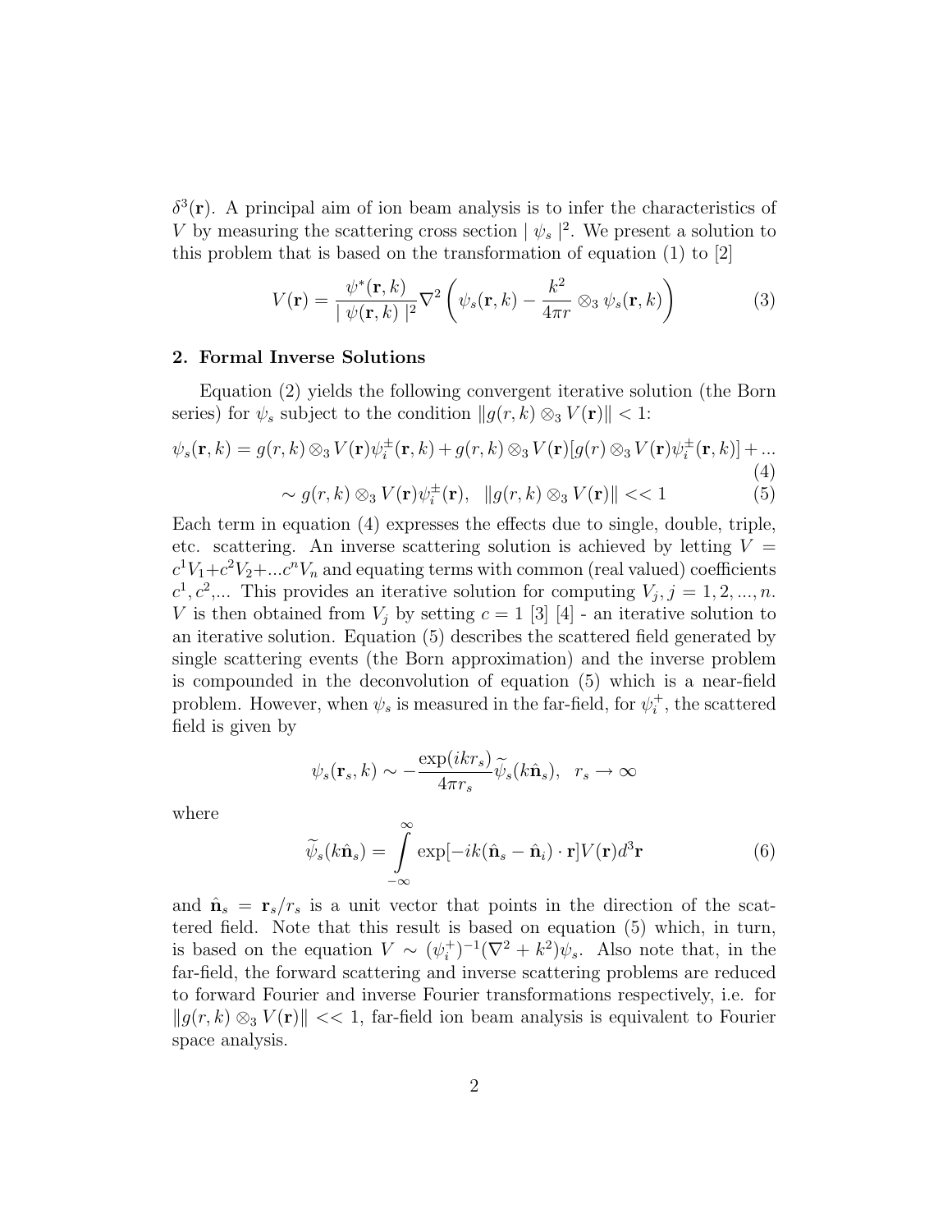$\delta^3(\mathbf{r})$. A principal aim of ion beam analysis is to infer the characteristics of $V$ by measuring the scattering cross section $|\psi_s|^2$. We present a solution to this problem that is based on the transformation of equation (1) to [2]

$$V(\mathbf{r}) = \frac{\psi^*(\mathbf{r},k)}{|\psi(\mathbf{r},k)|^2}\nabla^2\left(\psi_s(\mathbf{r},k) - \frac{k^2}{4\pi r}\otimes_3 \psi_s(\mathbf{r},k)\right) \tag{3}$$

## 2. Formal Inverse Solutions

Equation (2) yields the following convergent iterative solution (the Born series) for $\psi_s$ subject to the condition $\|g(r,k)\otimes_3 V(\mathbf{r})\| < 1$:

$$\psi_s(\mathbf{r},k) = g(r,k)\otimes_3 V(\mathbf{r})\psi_i^{\pm}(\mathbf{r},k) + g(r,k)\otimes_3 V(\mathbf{r})[g(r)\otimes_3 V(\mathbf{r})\psi_i^{\pm}(\mathbf{r},k)] + ... \tag{4}$$

$$\sim g(r,k)\otimes_3 V(\mathbf{r})\psi_i^{\pm}(\mathbf{r}), \quad \|g(r,k)\otimes_3 V(\mathbf{r})\| << 1 \tag{5}$$

Each term in equation (4) expresses the effects due to single, double, triple, etc. scattering. An inverse scattering solution is achieved by letting $V = c^1V_1 + c^2V_2 + ...c^nV_n$ and equating terms with common (real valued) coefficients $c^1, c^2$,... This provides an iterative solution for computing $V_j, j = 1, 2, ..., n$. $V$ is then obtained from $V_j$ by setting $c = 1$ [3] [4] - an iterative solution to an iterative solution. Equation (5) describes the scattered field generated by single scattering events (the Born approximation) and the inverse problem is compounded in the deconvolution of equation (5) which is a near-field problem. However, when $\psi_s$ is measured in the far-field, for $\psi_i^+$, the scattered field is given by

$$\psi_s(\mathbf{r}_s,k) \sim -\frac{\exp(ikr_s)}{4\pi r_s}\widetilde{\psi}_s(k\hat{\mathbf{n}}_s), \quad r_s \to \infty$$

where

$$\widetilde{\psi}_s(k\hat{\mathbf{n}}_s) = \int_{-\infty}^{\infty} \exp[-ik(\hat{\mathbf{n}}_s - \hat{\mathbf{n}}_i)\cdot\mathbf{r}]V(\mathbf{r})d^3\mathbf{r} \tag{6}$$

and $\hat{\mathbf{n}}_s = \mathbf{r}_s/r_s$ is a unit vector that points in the direction of the scattered field. Note that this result is based on equation (5) which, in turn, is based on the equation $V \sim (\psi_i^+)^{-1}(\nabla^2 + k^2)\psi_s$. Also note that, in the far-field, the forward scattering and inverse scattering problems are reduced to forward Fourier and inverse Fourier transformations respectively, i.e. for $\|g(r,k)\otimes_3 V(\mathbf{r})\| << 1$, far-field ion beam analysis is equivalent to Fourier space analysis.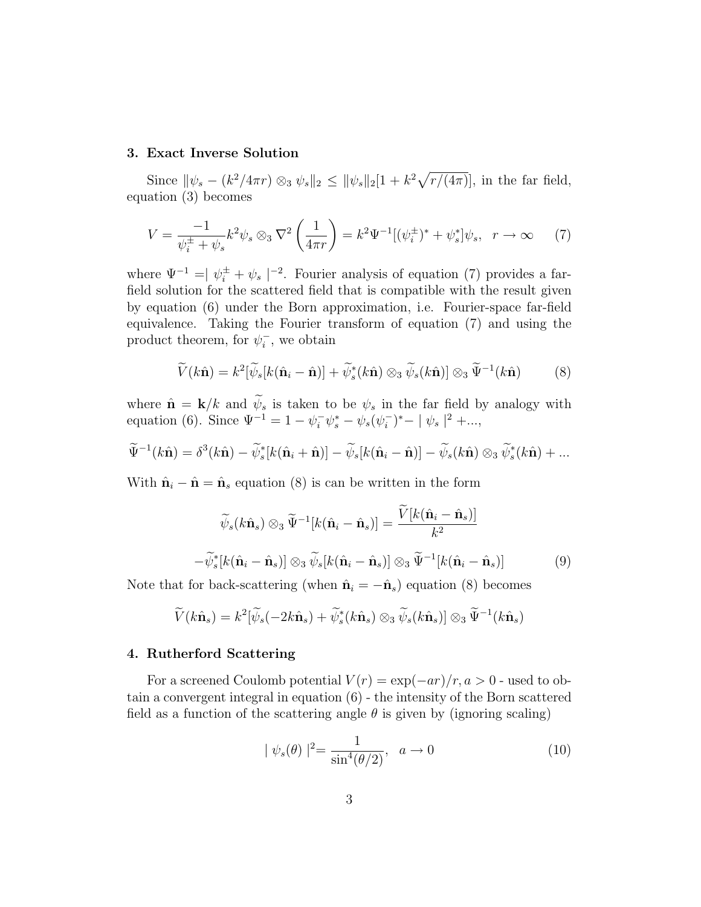### 3. Exact Inverse Solution

Since $\|\psi_s - (k^2/4\pi r) \otimes_3 \psi_s\|_2 \leq \|\psi_s\|_2[1 + k^2\sqrt{r/(4\pi)}]$, in the far field, equation (3) becomes

$$V = \frac{-1}{\psi_i^\pm + \psi_s} k^2 \psi_s \otimes_3 \nabla^2 \left(\frac{1}{4\pi r}\right) = k^2 \Psi^{-1}[(\psi_i^\pm)^* + \psi_s^*]\psi_s, \quad r \to \infty \tag{7}$$

where $\Psi^{-1} = \mid \psi_i^\pm + \psi_s \mid^{-2}$. Fourier analysis of equation (7) provides a far-field solution for the scattered field that is compatible with the result given by equation (6) under the Born approximation, i.e. Fourier-space far-field equivalence. Taking the Fourier transform of equation (7) and using the product theorem, for $\psi_i^-$, we obtain

$$\widetilde{V}(k\hat{\mathbf{n}}) = k^2[\widetilde{\psi}_s[k(\hat{\mathbf{n}}_i - \hat{\mathbf{n}})] + \widetilde{\psi}_s^*(k\hat{\mathbf{n}}) \otimes_3 \widetilde{\psi}_s(k\hat{\mathbf{n}})] \otimes_3 \widetilde{\Psi}^{-1}(k\hat{\mathbf{n}}) \tag{8}$$

where $\hat{\mathbf{n}} = \mathbf{k}/k$ and $\widetilde{\psi}_s$ is taken to be $\psi_s$ in the far field by analogy with equation (6). Since $\Psi^{-1} = 1 - \psi_i^- \psi_s^* - \psi_s(\psi_i^-)^* - \mid \psi_s \mid^2 + ...$,

$$\widetilde{\Psi}^{-1}(k\hat{\mathbf{n}}) = \delta^3(k\hat{\mathbf{n}}) - \widetilde{\psi}_s^*[k(\hat{\mathbf{n}}_i + \hat{\mathbf{n}})] - \widetilde{\psi}_s[k(\hat{\mathbf{n}}_i - \hat{\mathbf{n}})] - \widetilde{\psi}_s(k\hat{\mathbf{n}}) \otimes_3 \widetilde{\psi}_s^*(k\hat{\mathbf{n}}) + ...$$

With $\hat{\mathbf{n}}_i - \hat{\mathbf{n}} = \hat{\mathbf{n}}_s$ equation (8) is can be written in the form

$$\widetilde{\psi}_s(k\hat{\mathbf{n}}_s) \otimes_3 \widetilde{\Psi}^{-1}[k(\hat{\mathbf{n}}_i - \hat{\mathbf{n}}_s)] = \frac{\widetilde{V}[k(\hat{\mathbf{n}}_i - \hat{\mathbf{n}}_s)]}{k^2}$$

$$-\widetilde{\psi}_s^*[k(\hat{\mathbf{n}}_i - \hat{\mathbf{n}}_s)] \otimes_3 \widetilde{\psi}_s[k(\hat{\mathbf{n}}_i - \hat{\mathbf{n}}_s)] \otimes_3 \widetilde{\Psi}^{-1}[k(\hat{\mathbf{n}}_i - \hat{\mathbf{n}}_s)] \tag{9}$$

Note that for back-scattering (when $\hat{\mathbf{n}}_i = -\hat{\mathbf{n}}_s$) equation (8) becomes

$$\widetilde{V}(k\hat{\mathbf{n}}_s) = k^2[\widetilde{\psi}_s(-2k\hat{\mathbf{n}}_s) + \widetilde{\psi}_s^*(k\hat{\mathbf{n}}_s) \otimes_3 \widetilde{\psi}_s(k\hat{\mathbf{n}}_s)] \otimes_3 \widetilde{\Psi}^{-1}(k\hat{\mathbf{n}}_s)$$

### 4. Rutherford Scattering

For a screened Coulomb potential $V(r) = \exp(-ar)/r, a > 0$ - used to obtain a convergent integral in equation (6) - the intensity of the Born scattered field as a function of the scattering angle $\theta$ is given by (ignoring scaling)

$$\mid \psi_s(\theta) \mid^2 = \frac{1}{\sin^4(\theta/2)}, \quad a \to 0 \tag{10}$$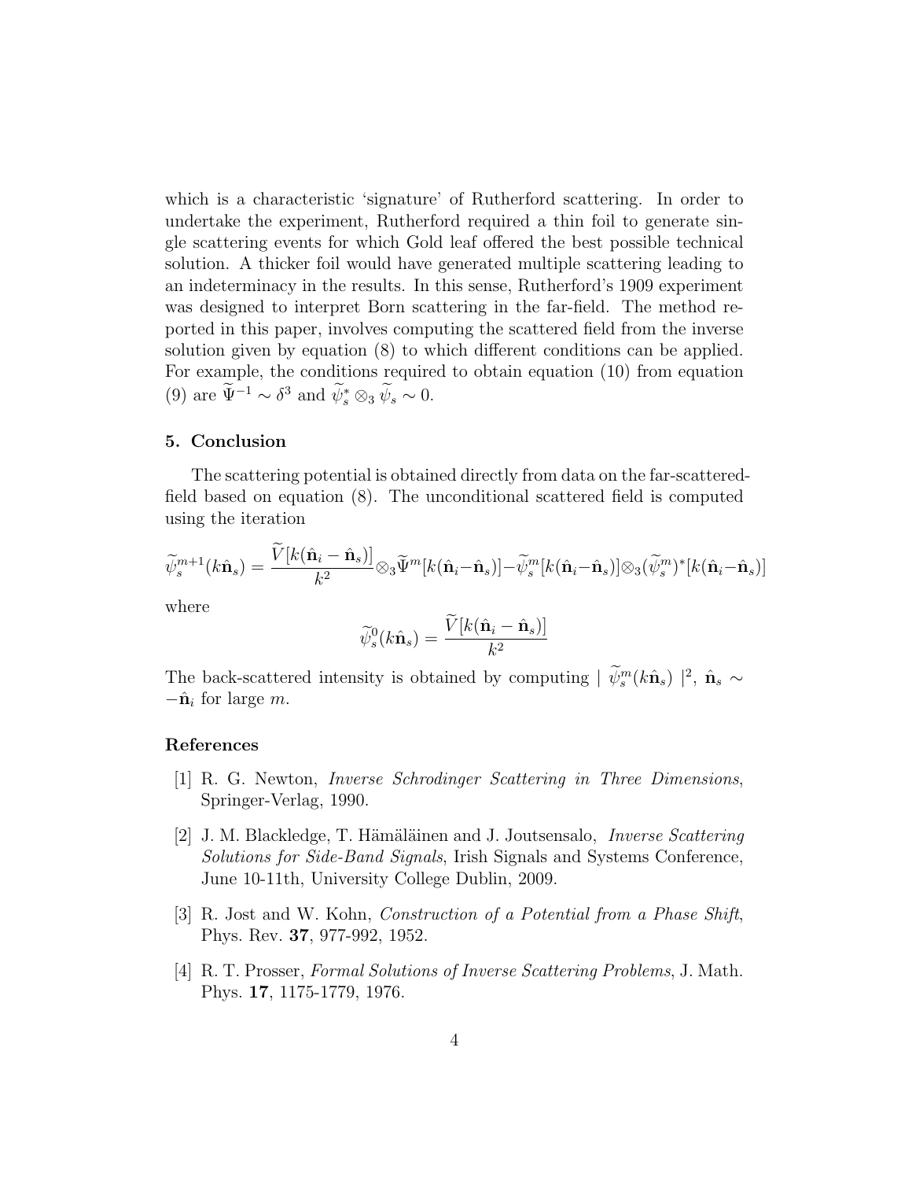which is a characteristic 'signature' of Rutherford scattering. In order to undertake the experiment, Rutherford required a thin foil to generate single scattering events for which Gold leaf offered the best possible technical solution. A thicker foil would have generated multiple scattering leading to an indeterminacy in the results. In this sense, Rutherford's 1909 experiment was designed to interpret Born scattering in the far-field. The method reported in this paper, involves computing the scattered field from the inverse solution given by equation (8) to which different conditions can be applied. For example, the conditions required to obtain equation (10) from equation (9) are $\widetilde{\Psi}^{-1} \sim \delta^3$ and $\widetilde{\psi}_s^* \otimes_3 \widetilde{\psi}_s \sim 0$.

## 5. Conclusion

The scattering potential is obtained directly from data on the far-scattered-field based on equation (8). The unconditional scattered field is computed using the iteration

$$\widetilde{\psi}_s^{m+1}(k\hat{\mathbf{n}}_s) = \frac{\widetilde{V}[k(\hat{\mathbf{n}}_i - \hat{\mathbf{n}}_s)]}{k^2} \otimes_3 \widetilde{\Psi}^m[k(\hat{\mathbf{n}}_i - \hat{\mathbf{n}}_s)] - \widetilde{\psi}_s^m[k(\hat{\mathbf{n}}_i - \hat{\mathbf{n}}_s)] \otimes_3 (\widetilde{\psi}_s^m)^*[k(\hat{\mathbf{n}}_i - \hat{\mathbf{n}}_s)]$$

where

$$\widetilde{\psi}_s^0(k\hat{\mathbf{n}}_s) = \frac{\widetilde{V}[k(\hat{\mathbf{n}}_i - \hat{\mathbf{n}}_s)]}{k^2}$$

The back-scattered intensity is obtained by computing $\mid \widetilde{\psi}_s^m(k\hat{\mathbf{n}}_s) \mid^2$, $\hat{\mathbf{n}}_s \sim -\hat{\mathbf{n}}_i$ for large $m$.

## References

[1] R. G. Newton, *Inverse Schrodinger Scattering in Three Dimensions*, Springer-Verlag, 1990.

[2] J. M. Blackledge, T. Hämäläinen and J. Joutsensalo, *Inverse Scattering Solutions for Side-Band Signals*, Irish Signals and Systems Conference, June 10-11th, University College Dublin, 2009.

[3] R. Jost and W. Kohn, *Construction of a Potential from a Phase Shift*, Phys. Rev. **37**, 977-992, 1952.

[4] R. T. Prosser, *Formal Solutions of Inverse Scattering Problems*, J. Math. Phys. **17**, 1175-1779, 1976.